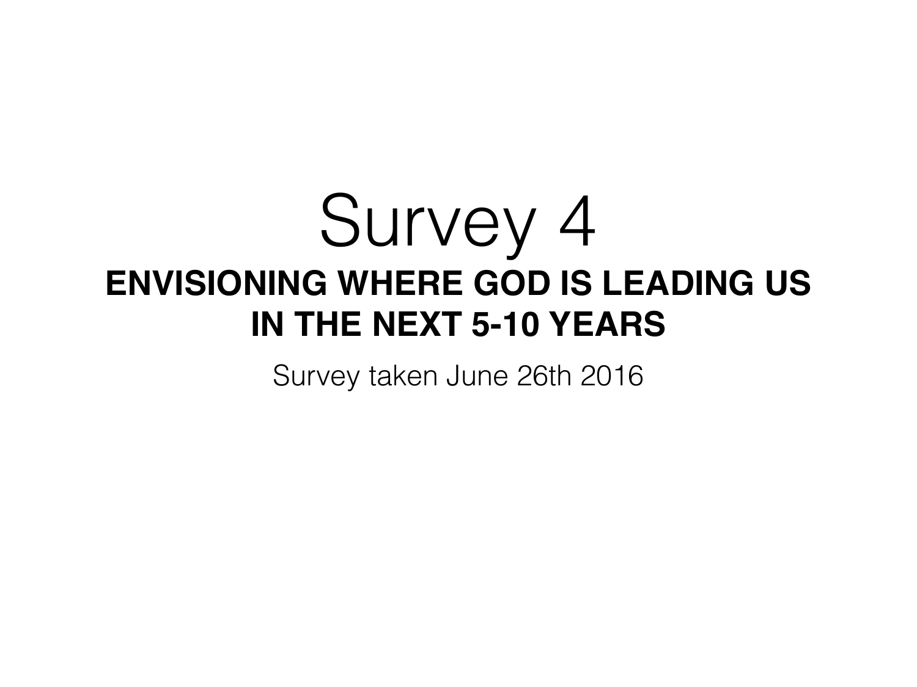# Survey 4

## ENVISIONING WHERE GOD IS LEADING US IN THE NEXT 5-10 YEARS

Survey taken June 26th 2016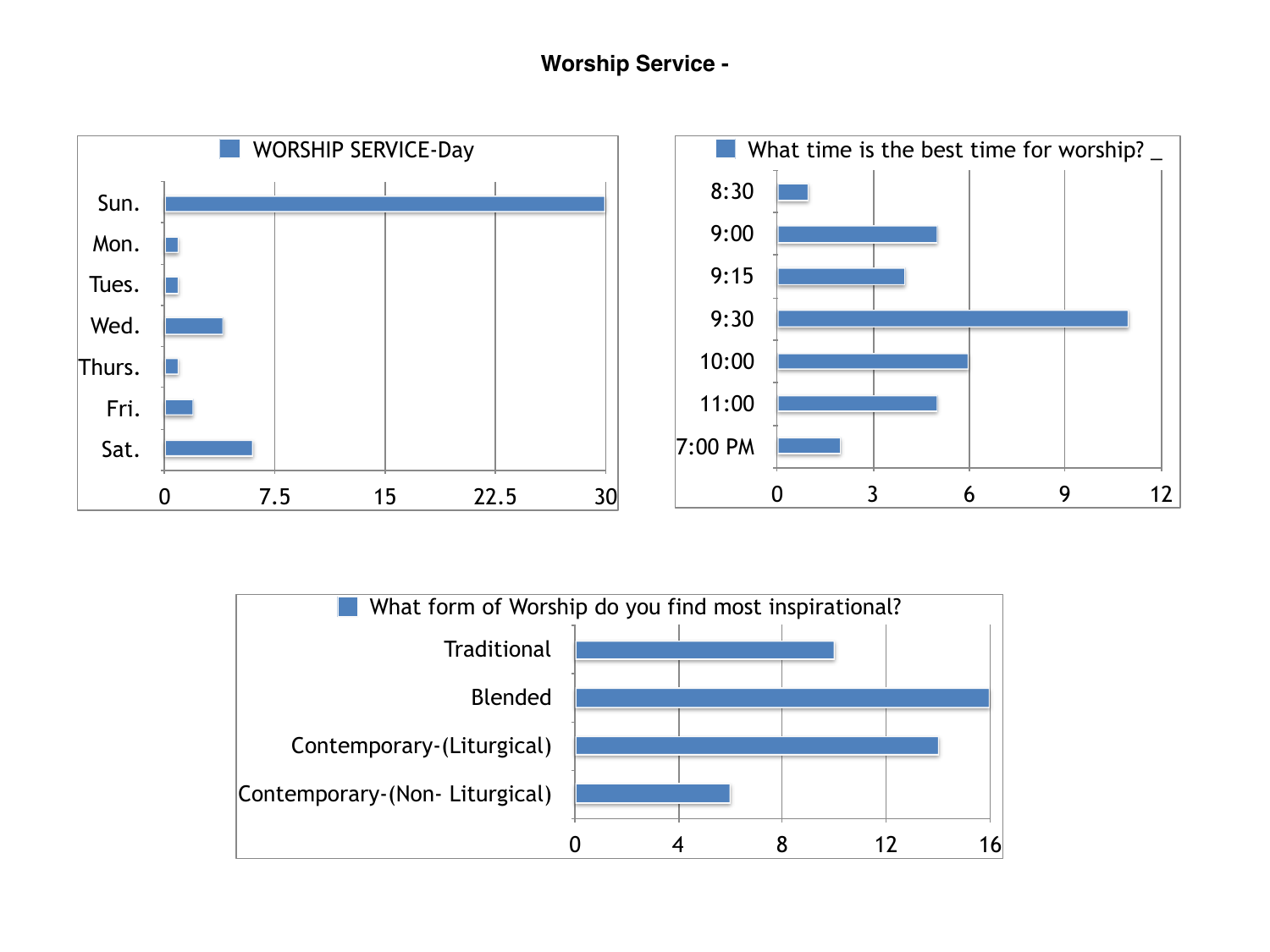## Worship Service -

**WORSHIP SERVICE-Day**

| Day | Responses |
|---|---|
| Sun. | 30 |
| Mon. | 1 |
| Tues. | 1 |
| Wed. | 4 |
| Thurs. | 1 |
| Fri. | 2 |
| Sat. | 6 |

**What time is the best time for worship?**

| Time | Responses |
|---|---|
| 8:30 | 1 |
| 9:00 | 5 |
| 9:15 | 4 |
| 9:30 | 11 |
| 10:00 | 6 |
| 11:00 | 5 |
| 7:00 PM | 2 |

**What form of Worship do you find most inspirational?**

| Form | Responses |
|---|---|
| Traditional | 10 |
| Blended | 16 |
| Contemporary-(Liturgical) | 14 |
| Contemporary-(Non- Liturgical) | 6 |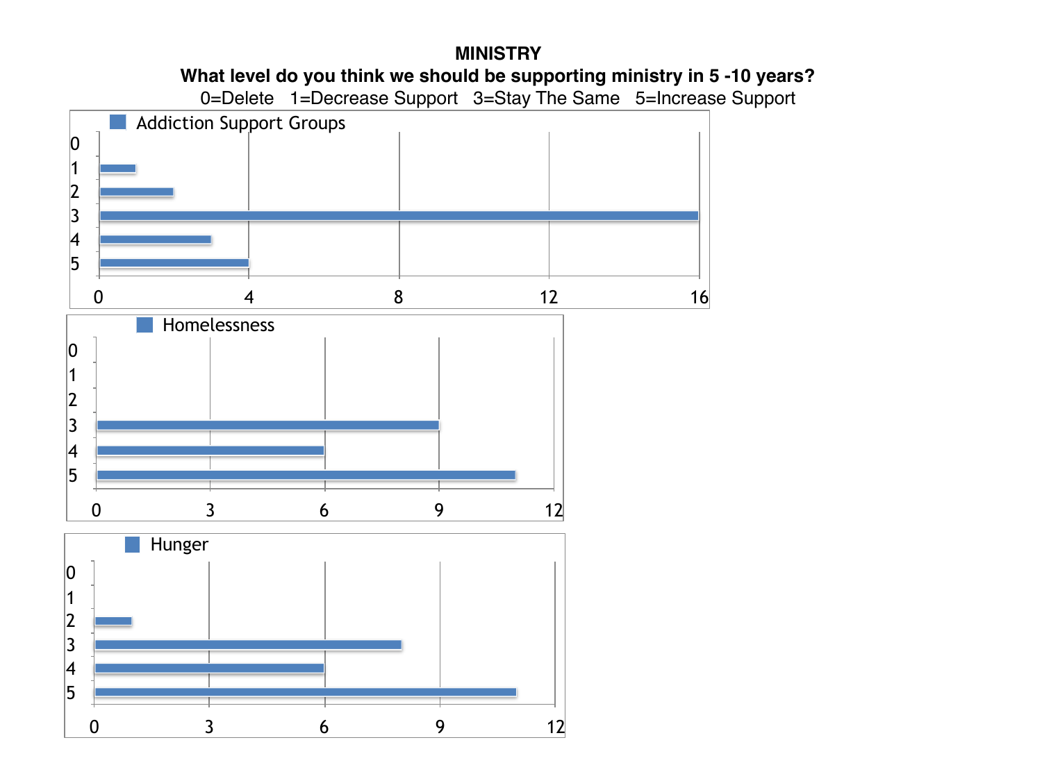**MINISTRY**

**What level do you think we should be supporting ministry in 5 -10 years?**

0=Delete 1=Decrease Support 3=Stay The Same 5=Increase Support

**Addiction Support Groups**

| Rating | Responses |
| --- | --- |
| 0 | 0 |
| 1 | 1 |
| 2 | 2 |
| 3 | 16 |
| 4 | 3 |
| 5 | 4 |

**Homelessness**

| Rating | Responses |
| --- | --- |
| 0 | 0 |
| 1 | 0 |
| 2 | 0 |
| 3 | 9 |
| 4 | 6 |
| 5 | 11 |

**Hunger**

| Rating | Responses |
| --- | --- |
| 0 | 0 |
| 1 | 0 |
| 2 | 1 |
| 3 | 8 |
| 4 | 6 |
| 5 | 11 |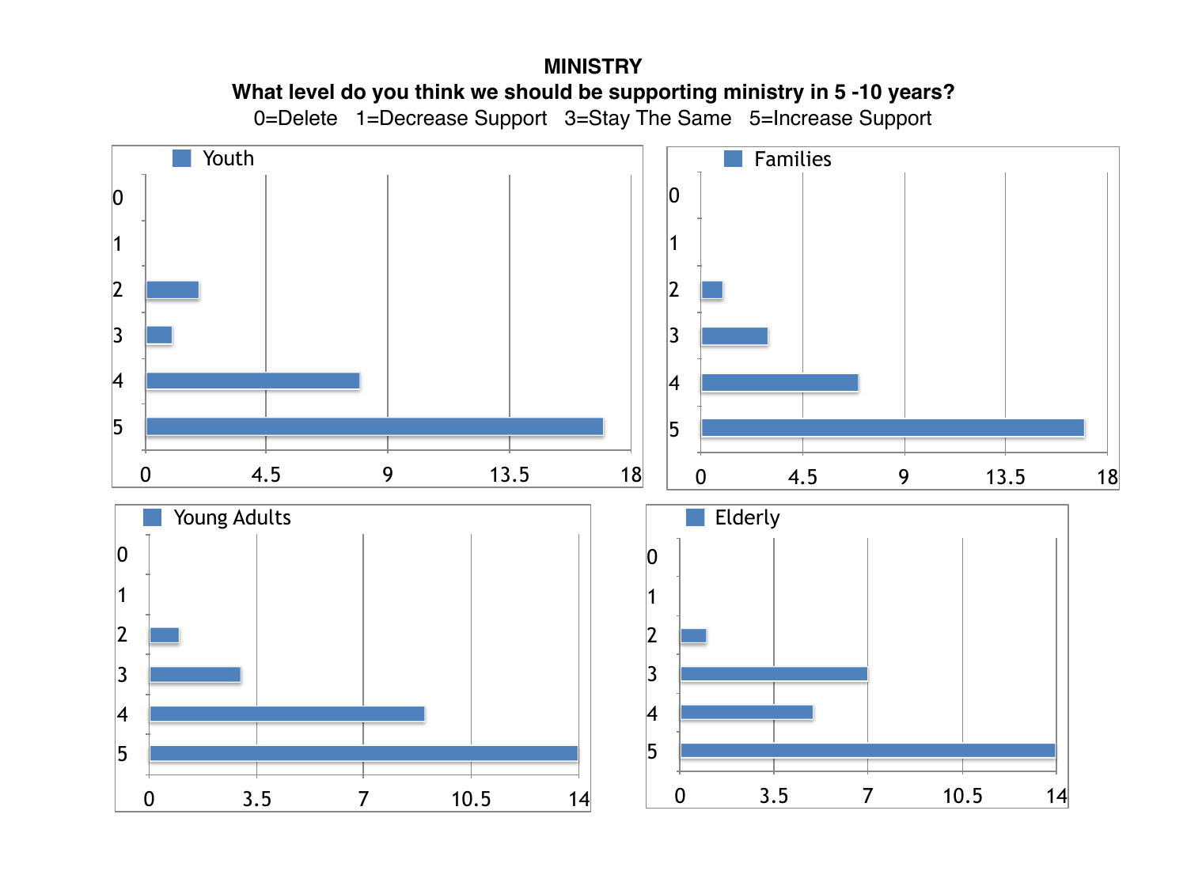# MINISTRY

**What level do you think we should be supporting ministry in 5 -10 years?**

0=Delete   1=Decrease Support   3=Stay The Same   5=Increase Support

**Youth**

| Rating | Count |
|---|---|
| 0 | 0 |
| 1 | 0 |
| 2 | 2 |
| 3 | 1 |
| 4 | 8 |
| 5 | 17 |

**Families**

| Rating | Count |
|---|---|
| 0 | 0 |
| 1 | 0 |
| 2 | 1 |
| 3 | 3 |
| 4 | 7 |
| 5 | 17 |

**Young Adults**

| Rating | Count |
|---|---|
| 0 | 0 |
| 1 | 0 |
| 2 | 1 |
| 3 | 3 |
| 4 | 9 |
| 5 | 14 |

**Elderly**

| Rating | Count |
|---|---|
| 0 | 0 |
| 1 | 0 |
| 2 | 1 |
| 3 | 7 |
| 4 | 5 |
| 5 | 14 |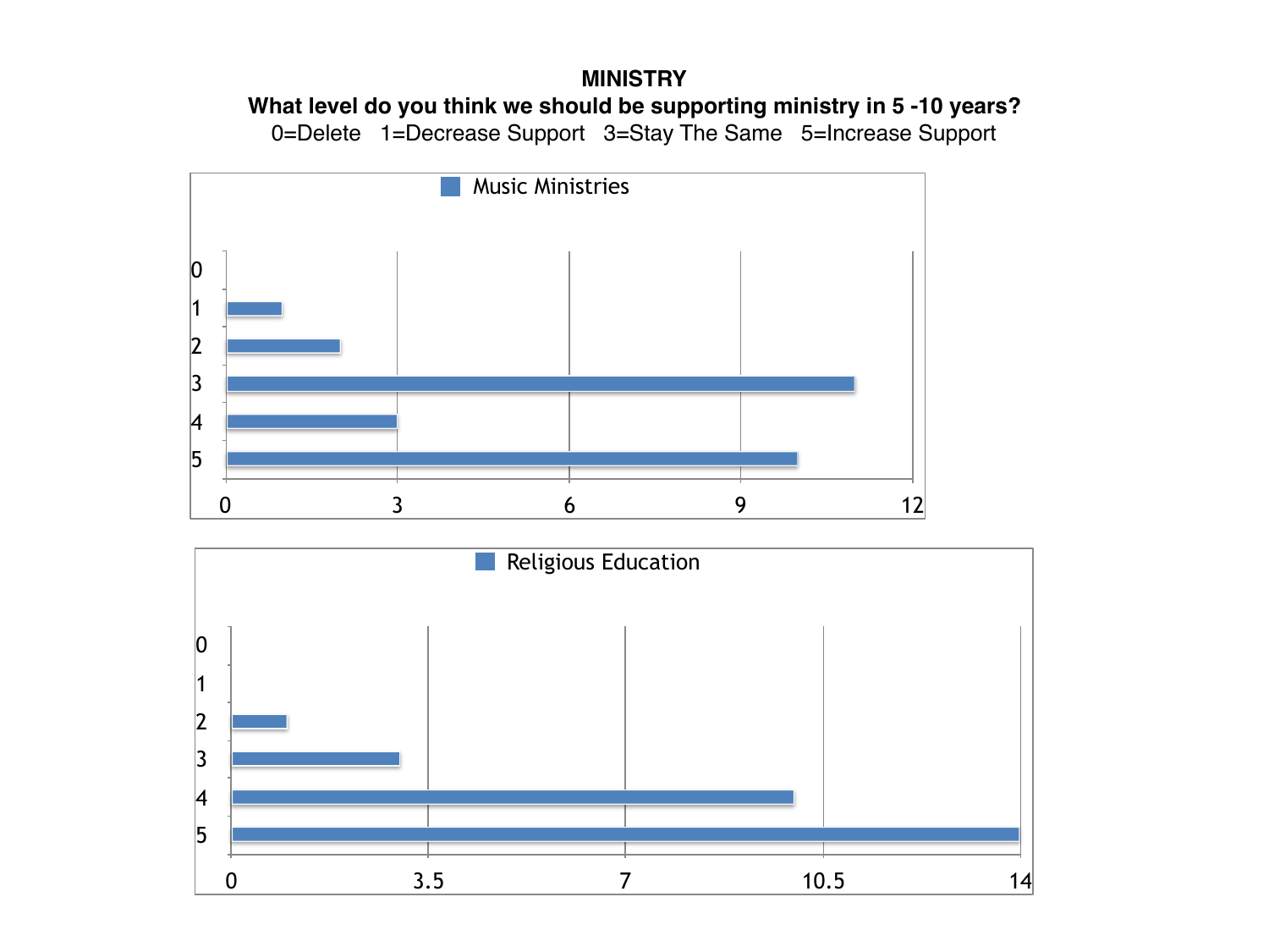**MINISTRY**

**What level do you think we should be supporting ministry in 5 -10 years?**

0=Delete 1=Decrease Support 3=Stay The Same 5=Increase Support

Music Ministries

| Rating | Responses |
|---|---|
| 0 | 0 |
| 1 | 1 |
| 2 | 2 |
| 3 | 11 |
| 4 | 3 |
| 5 | 10 |

Religious Education

| Rating | Responses |
|---|---|
| 0 | 0 |
| 1 | 0 |
| 2 | 1 |
| 3 | 3 |
| 4 | 10 |
| 5 | 14 |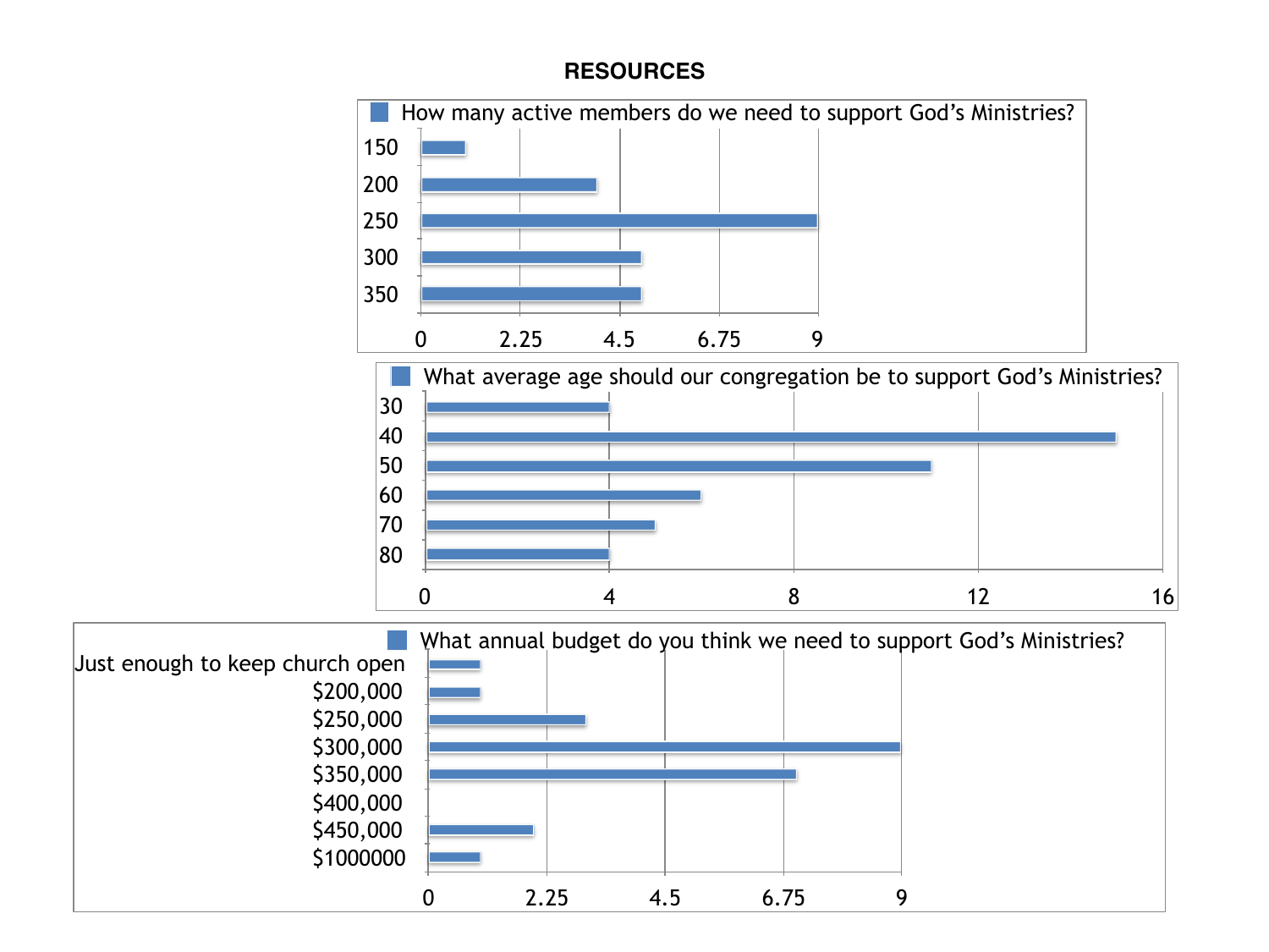**RESOURCES**

How many active members do we need to support God's Ministries?

| Members | Responses |
|---|---|
| 150 | 1 |
| 200 | 4 |
| 250 | 9 |
| 300 | 5 |
| 350 | 5 |

What average age should our congregation be to support God's Ministries?

| Age | Responses |
|---|---|
| 30 | 4 |
| 40 | 15 |
| 50 | 11 |
| 60 | 6 |
| 70 | 5 |
| 80 | 4 |

What annual budget do you think we need to support God's Ministries?

| Budget | Responses |
|---|---|
| Just enough to keep church open | 1 |
| $200,000 | 1 |
| $250,000 | 3 |
| $300,000 | 9 |
| $350,000 | 7 |
| $400,000 | 0 |
| $450,000 | 2 |
| $1000000 | 1 |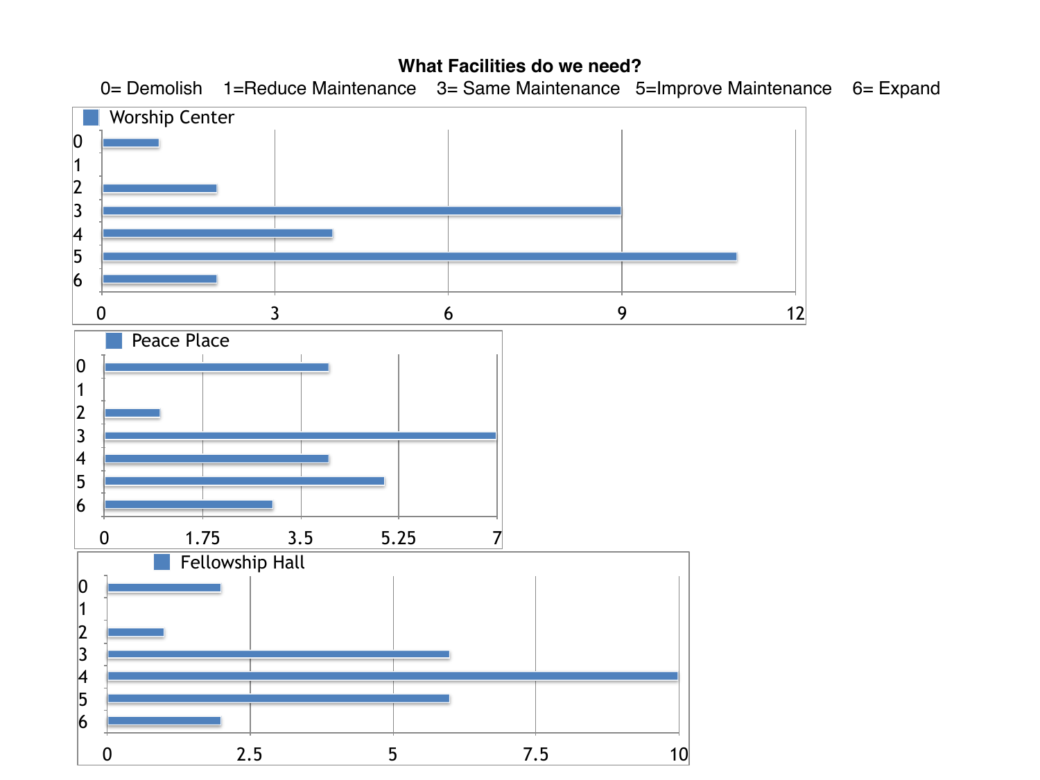**What Facilities do we need?**

0= Demolish    1=Reduce Maintenance    3= Same Maintenance    5=Improve Maintenance    6= Expand

Worship Center

| Rating | Count |
|---|---|
| 0 | 1 |
| 1 | 0 |
| 2 | 2 |
| 3 | 9 |
| 4 | 4 |
| 5 | 11 |
| 6 | 2 |

Peace Place

| Rating | Count |
|---|---|
| 0 | 4 |
| 1 | 0 |
| 2 | 1 |
| 3 | 7 |
| 4 | 4 |
| 5 | 5 |
| 6 | 3 |

Fellowship Hall

| Rating | Count |
|---|---|
| 0 | 2 |
| 1 | 0 |
| 2 | 1 |
| 3 | 6 |
| 4 | 10 |
| 5 | 6 |
| 6 | 2 |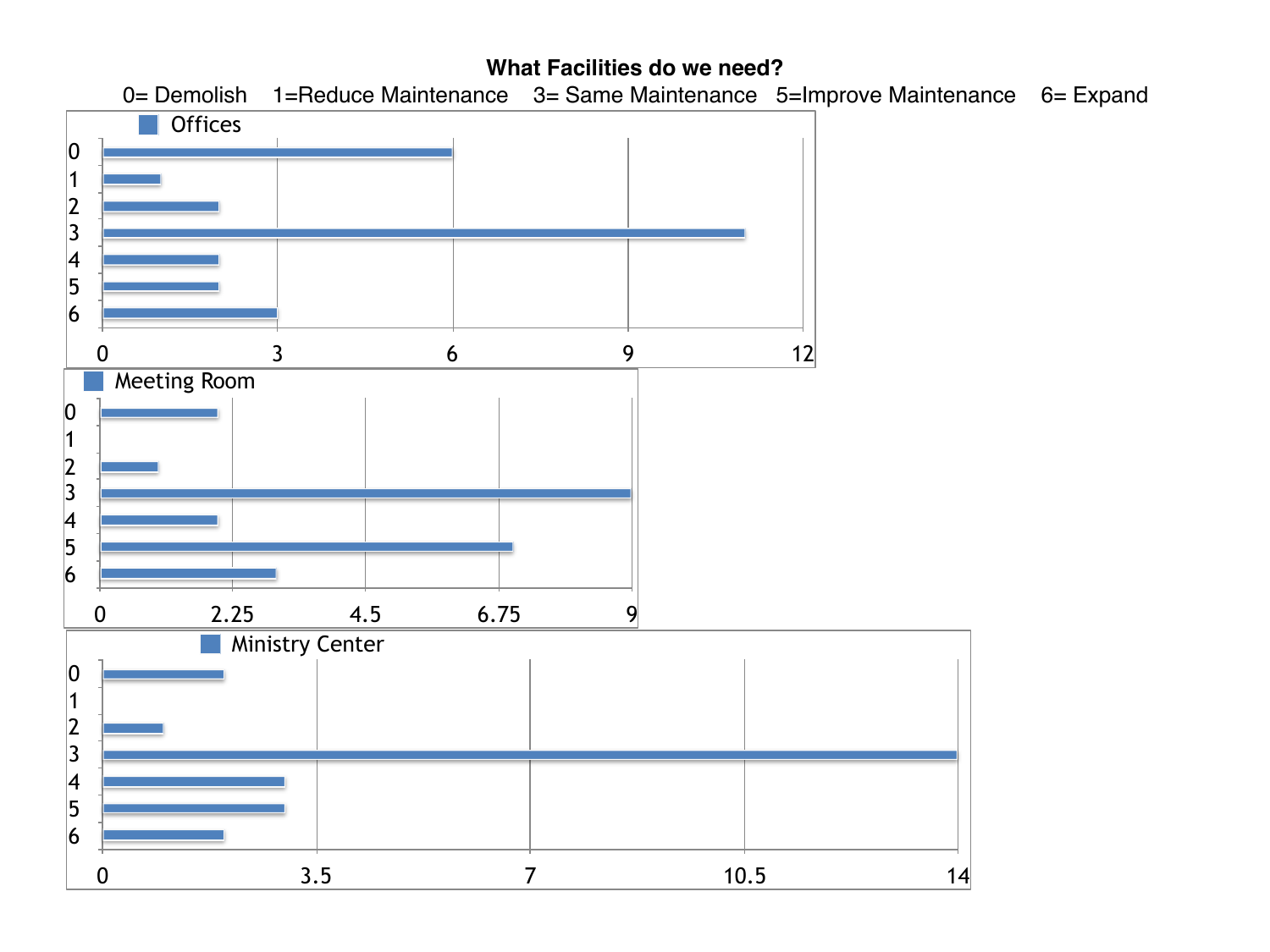**What Facilities do we need?**

0= Demolish 1=Reduce Maintenance 3= Same Maintenance 5=Improve Maintenance 6= Expand

**Offices**

| Rating | Count |
|---|---|
| 0 | 6 |
| 1 | 1 |
| 2 | 2 |
| 3 | 11 |
| 4 | 2 |
| 5 | 2 |
| 6 | 3 |

**Meeting Room**

| Rating | Count |
|---|---|
| 0 | 2 |
| 1 | 0 |
| 2 | 1 |
| 3 | 9 |
| 4 | 2 |
| 5 | 7 |
| 6 | 3 |

**Ministry Center**

| Rating | Count |
|---|---|
| 0 | 2 |
| 1 | 0 |
| 2 | 1 |
| 3 | 14 |
| 4 | 3 |
| 5 | 3 |
| 6 | 2 |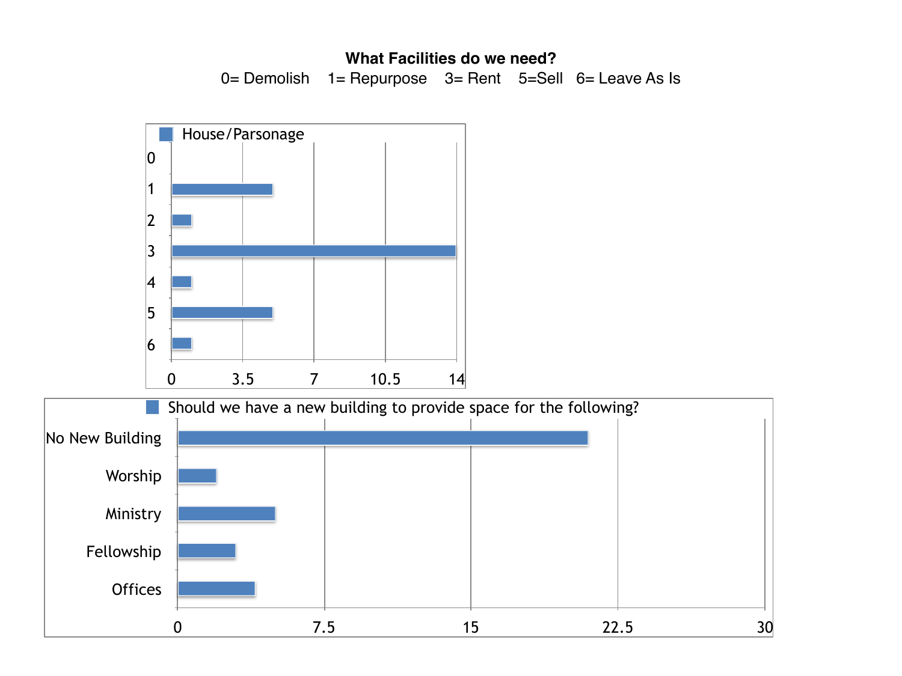**What Facilities do we need?**

0= Demolish 1= Repurpose 3= Rent 5=Sell 6= Leave As Is

House/Parsonage

| Rating | Count |
|---|---|
| 0 | 0 |
| 1 | 5 |
| 2 | 1 |
| 3 | 14 |
| 4 | 1 |
| 5 | 5 |
| 6 | 1 |

Should we have a new building to provide space for the following?

| Option | Count |
|---|---|
| No New Building | 21 |
| Worship | 2 |
| Ministry | 5 |
| Fellowship | 3 |
| Offices | 4 |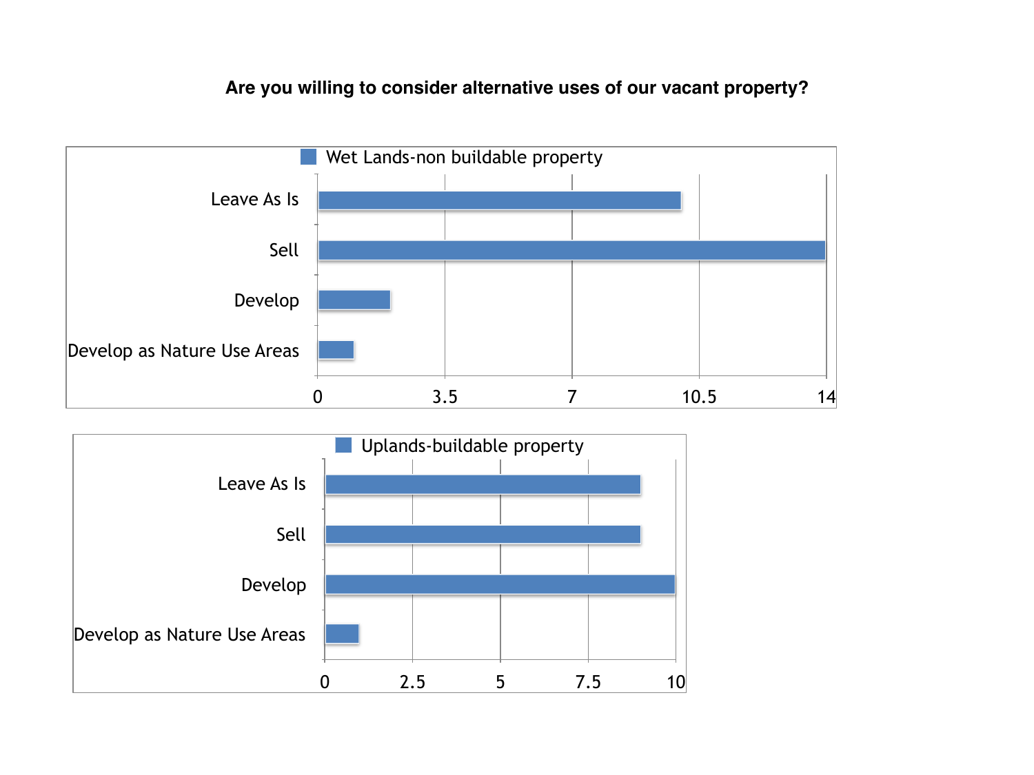**Are you willing to consider alternative uses of our vacant property?**

Wet Lands-non buildable property

Leave As Is

Sell

Develop

Develop as Nature Use Areas

0
3.5
7
10.5
14

Uplands-buildable property

Leave As Is

Sell

Develop

Develop as Nature Use Areas

0
2.5
5
7.5
10